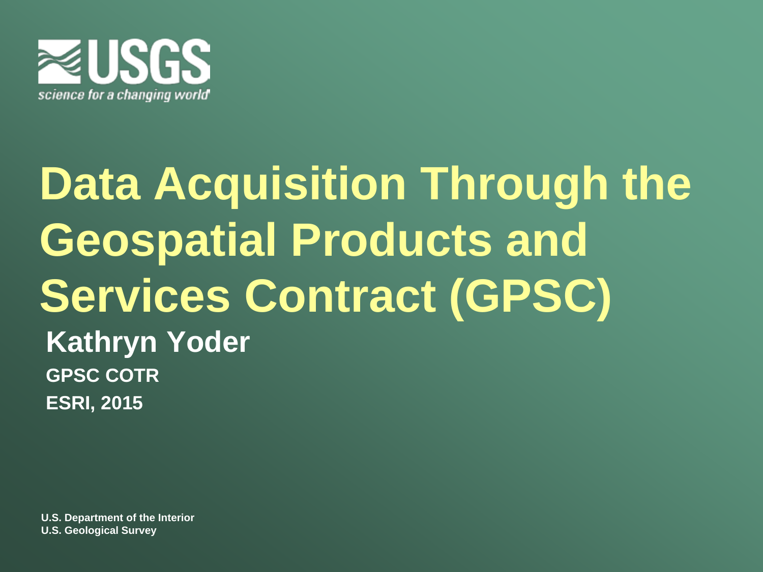USGS

science for a changing world

# Data Acquisition Through the Geospatial Products and Services Contract (GPSC)

**Kathryn Yoder**

**GPSC COTR**

**ESRI, 2015**

**U.S. Department of the Interior**
**U.S. Geological Survey**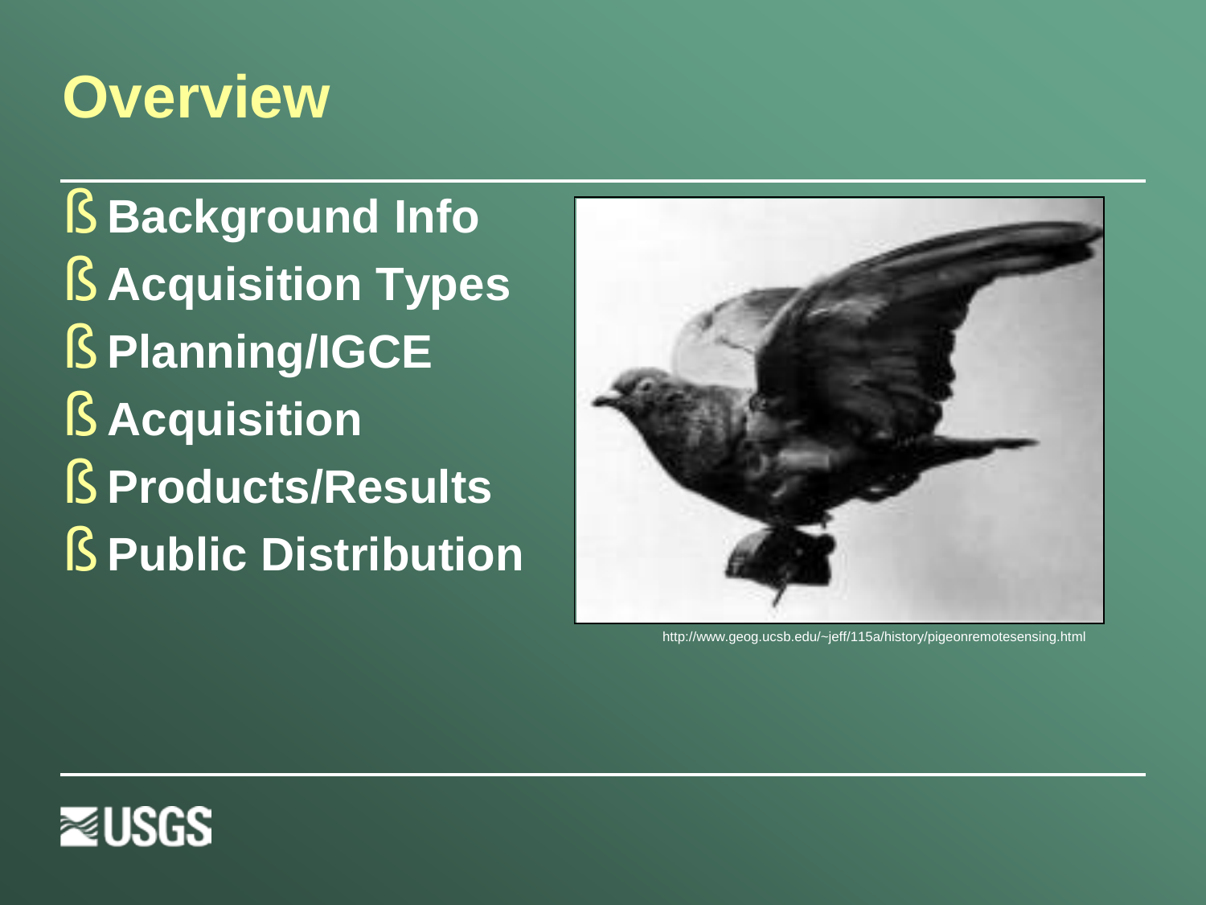# Overview

- Background Info
- Acquisition Types
- Planning/IGCE
- Acquisition
- Products/Results
- Public Distribution

http://www.geog.ucsb.edu/~jeff/115a/history/pigeonremotesensing.html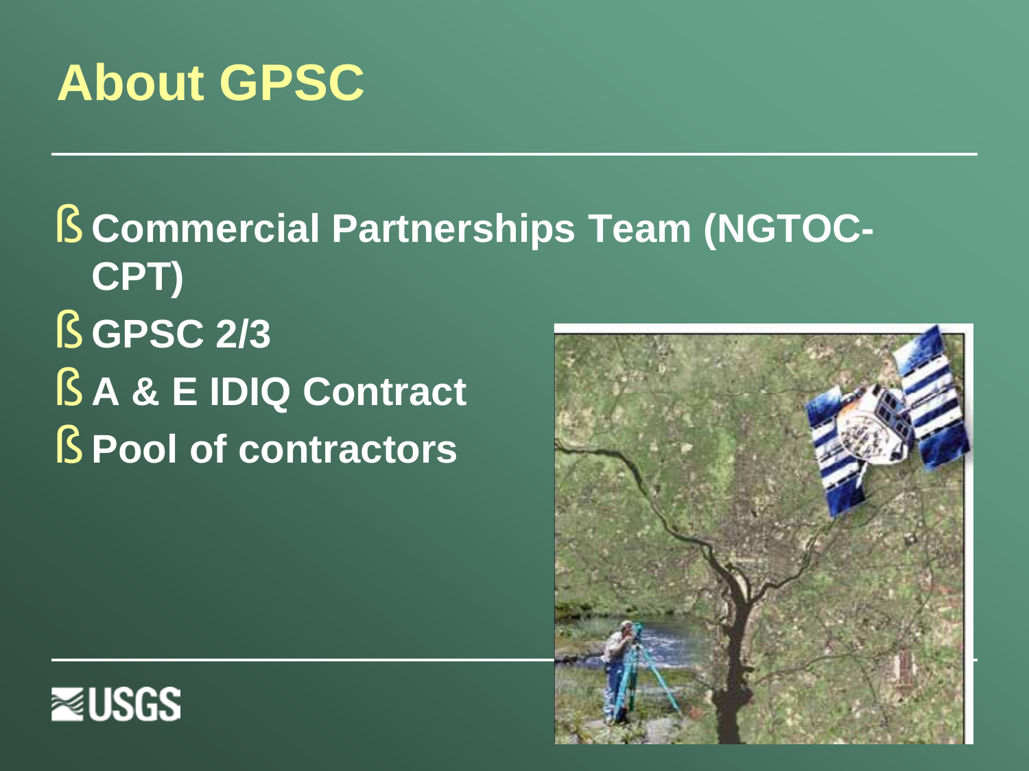# About GPSC

- Commercial Partnerships Team (NGTOC-CPT)
- GPSC 2/3
- A & E IDIQ Contract
- Pool of contractors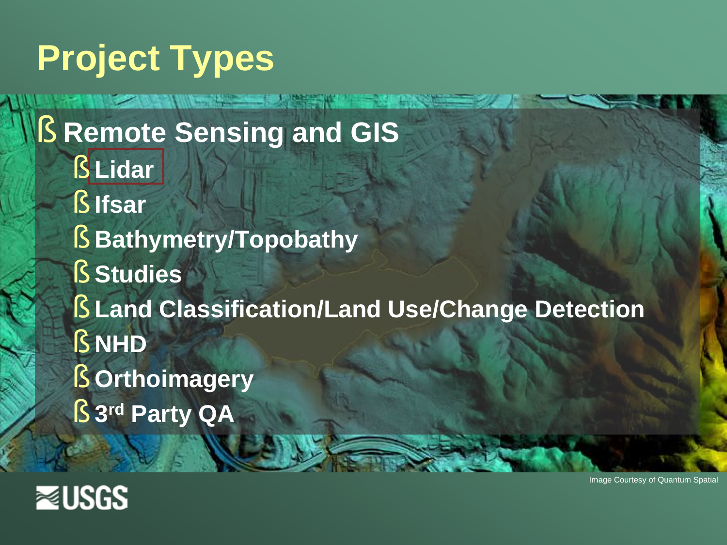# Project Types

- **Remote Sensing and GIS**
  - **Lidar**
  - **Ifsar**
  - **Bathymetry/Topobathy**
  - **Studies**
  - **Land Classification/Land Use/Change Detection**
  - **NHD**
  - **Orthoimagery**
  - **3rd Party QA**

Image Courtesy of Quantum Spatial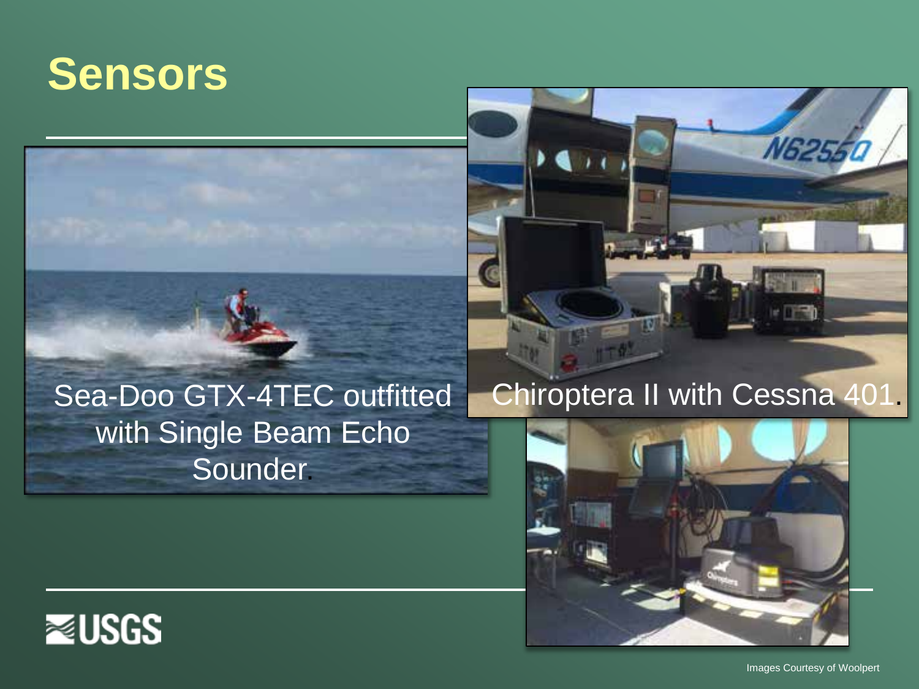# Sensors

Sea-Doo GTX-4TEC outfitted with Single Beam Echo Sounder.

Chiroptera II with Cessna 401.

Images Courtesy of Woolpert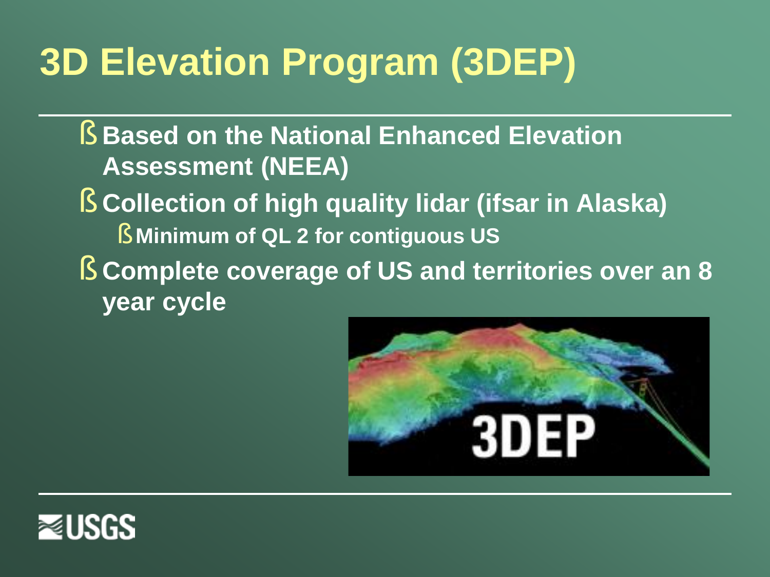# 3D Elevation Program (3DEP)

- **Based on the National Enhanced Elevation Assessment (NEEA)**
- **Collection of high quality lidar (ifsar in Alaska)**
  - **Minimum of QL 2 for contiguous US**
- **Complete coverage of US and territories over an 8 year cycle**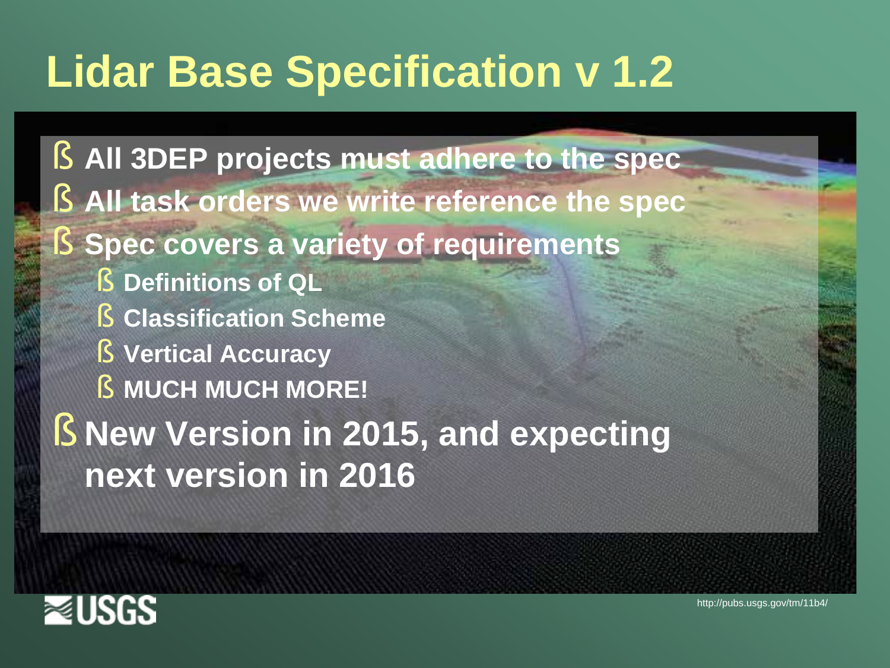# Lidar Base Specification v 1.2

- All 3DEP projects must adhere to the spec
- All task orders we write reference the spec
- Spec covers a variety of requirements
  - Definitions of QL
  - Classification Scheme
  - Vertical Accuracy
  - MUCH MUCH MORE!
- New Version in 2015, and expecting next version in 2016

http://pubs.usgs.gov/tm/11b4/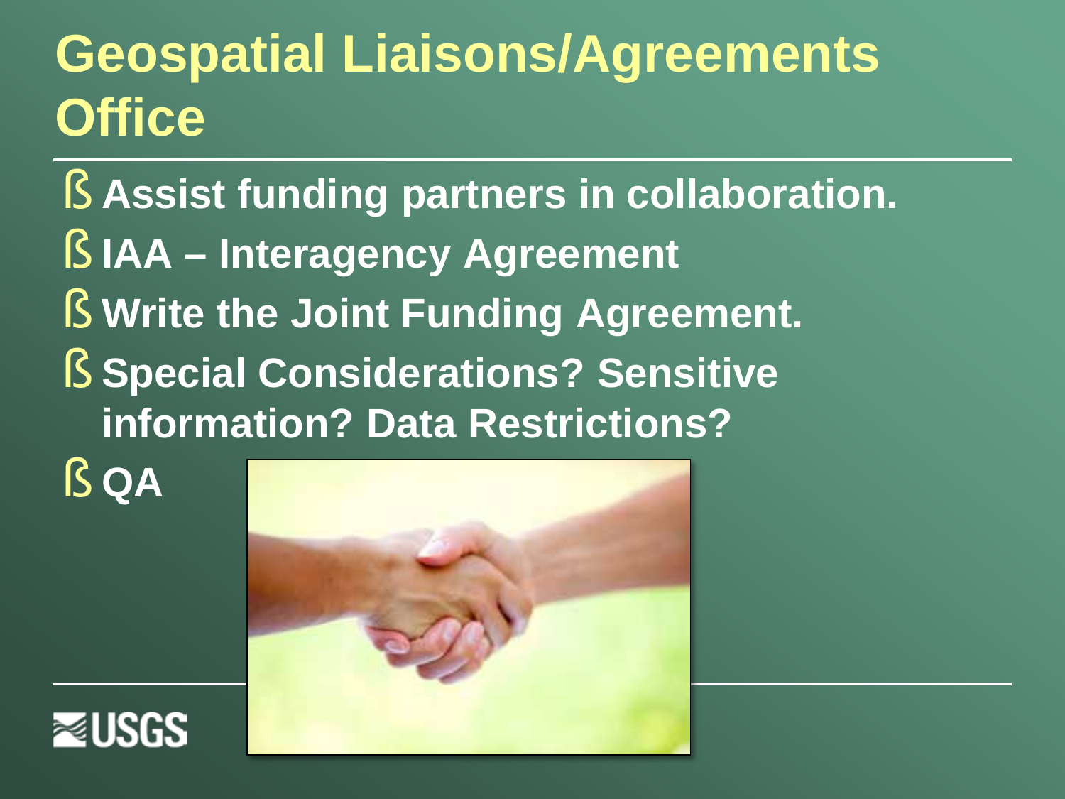# Geospatial Liaisons/Agreements Office

- Assist funding partners in collaboration.
- IAA – Interagency Agreement
- Write the Joint Funding Agreement.
- Special Considerations? Sensitive information? Data Restrictions?
- QA

USGS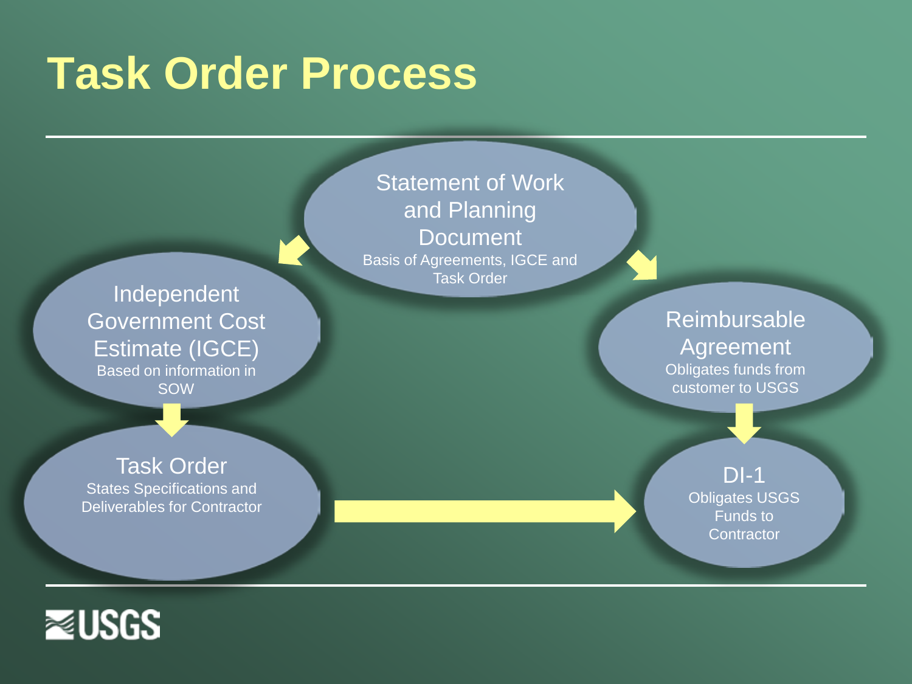# Task Order Process

**Statement of Work and Planning Document**
Basis of Agreements, IGCE and Task Order

**Independent Government Cost Estimate (IGCE)**
Based on information in SOW

**Task Order**
States Specifications and Deliverables for Contractor

**Reimbursable Agreement**
Obligates funds from customer to USGS

**DI-1**
Obligates USGS Funds to Contractor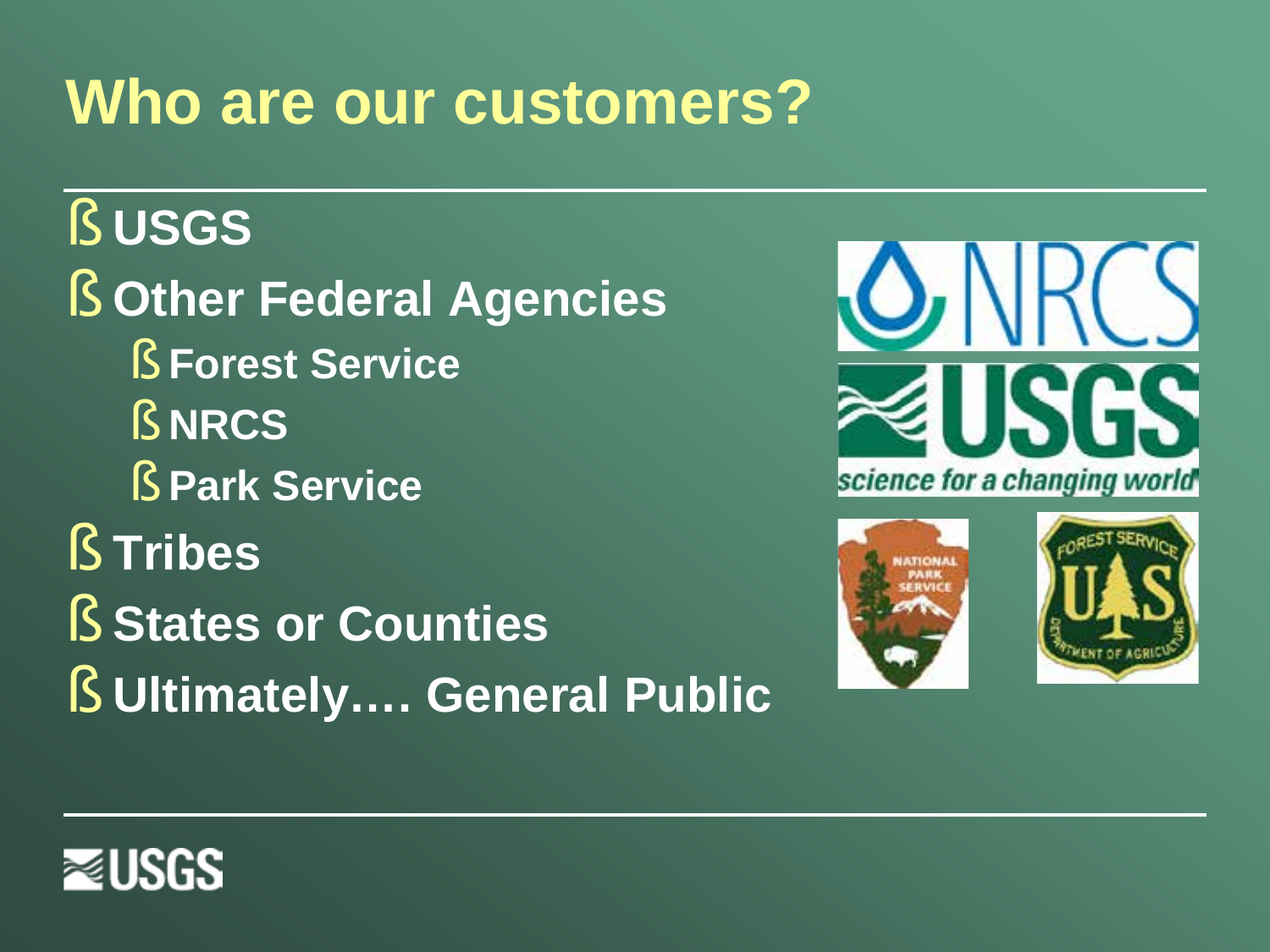# Who are our customers?

- USGS
- Other Federal Agencies
  - Forest Service
  - NRCS
  - Park Service
- Tribes
- States or Counties
- Ultimately…. General Public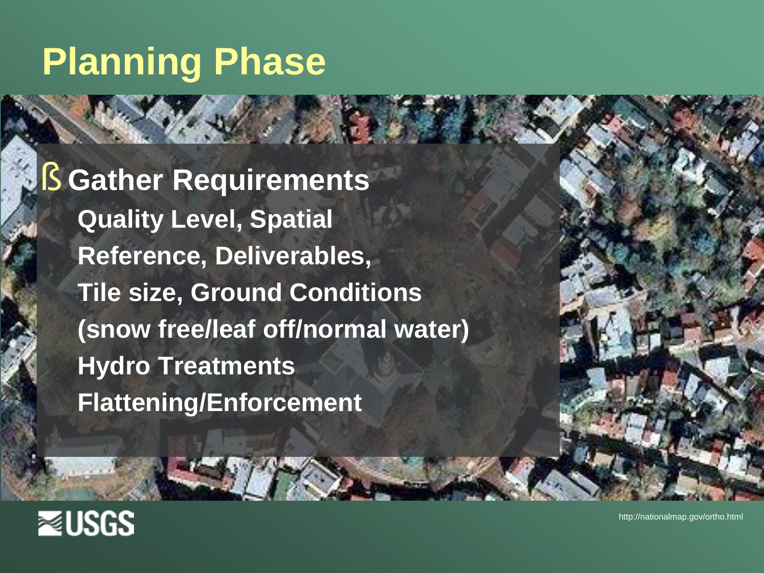# Planning Phase

- **Gather Requirements**
  - **Quality Level, Spatial Reference, Deliverables, Tile size, Ground Conditions (snow free/leaf off/normal water)**
  - **Hydro Treatments**
  - **Flattening/Enforcement**

http://nationalmap.gov/ortho.html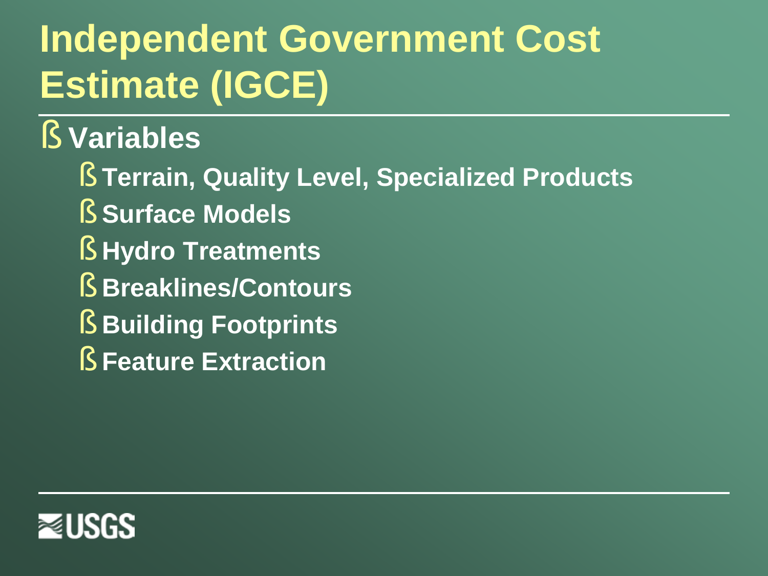# Independent Government Cost Estimate (IGCE)

- **Variables**
  - **Terrain, Quality Level, Specialized Products**
  - **Surface Models**
  - **Hydro Treatments**
  - **Breaklines/Contours**
  - **Building Footprints**
  - **Feature Extraction**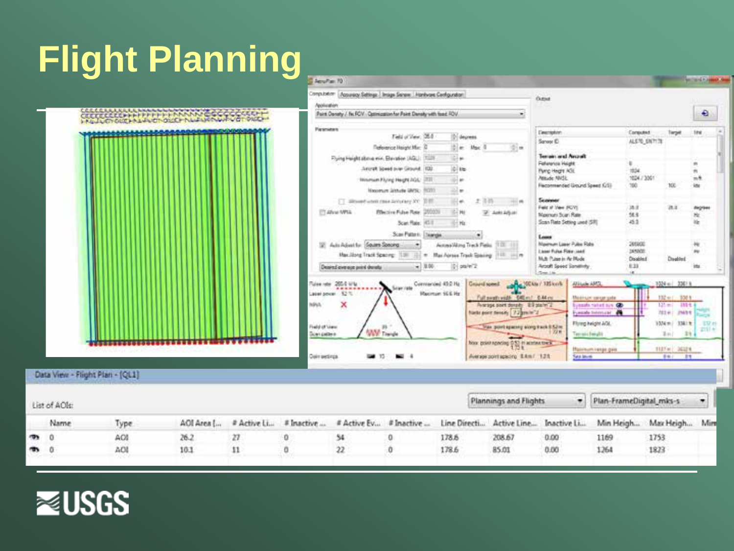# Flight Planning

Data View - Flight Plan - [QL1]

List of AOIs:

| | Name | Type | AOI Area [... | # Active Li... | # Inactive ... | # Active Ev... | # Inactive ... | Line Directi... | Active Line... | Inactive Li... | Min Heigh... | Max Heigh... |
|---|---|---|---|---|---|---|---|---|---|---|---|---|
| | 0 | AOI | 26.2 | 27 | 0 | 54 | 0 | 178.6 | 208.67 | 0.00 | 1169 | 1753 |
| | 0 | AOI | 10.1 | 11 | 0 | 22 | 0 | 178.6 | 85.01 | 0.00 | 1264 | 1823 |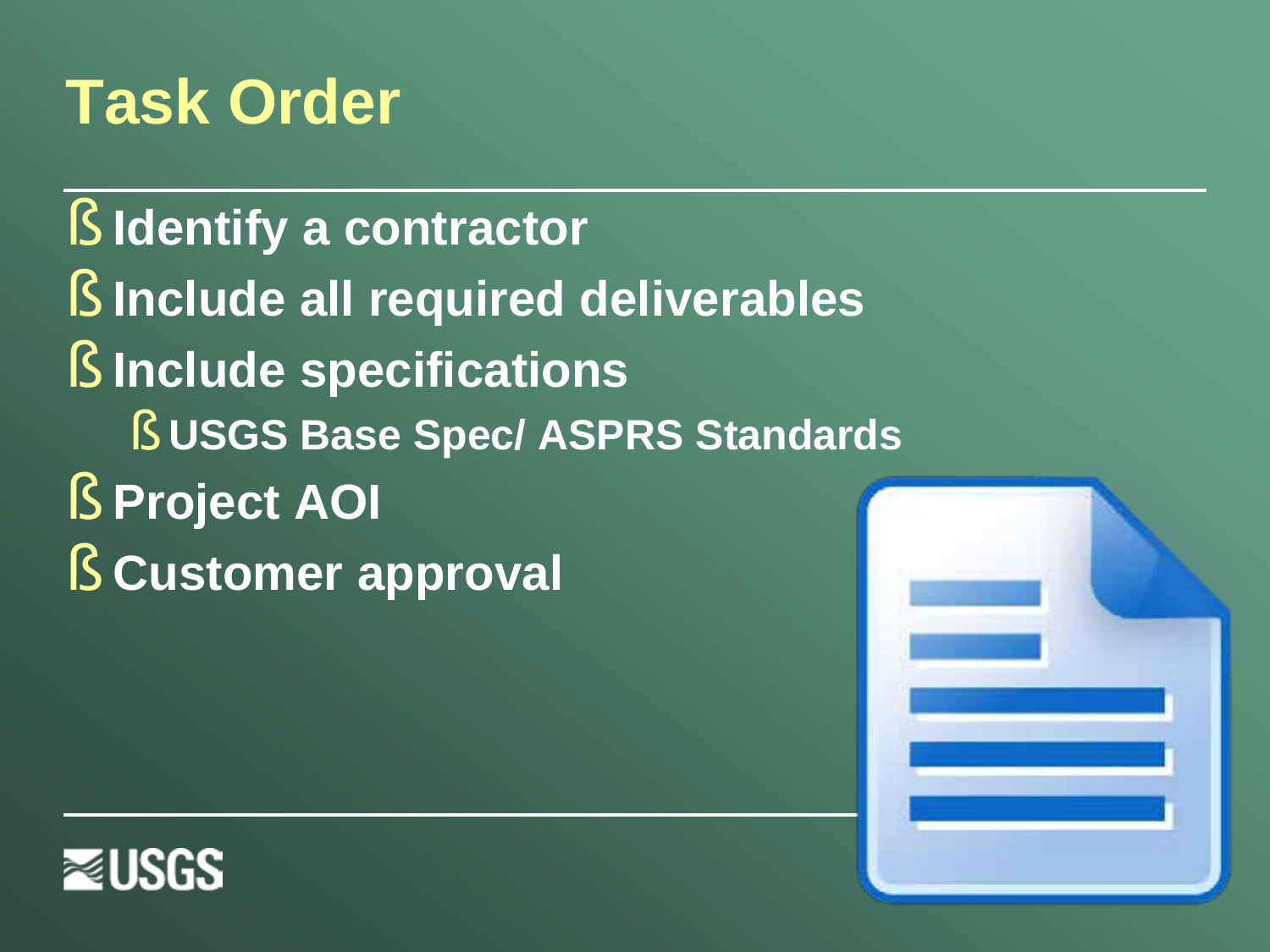# Task Order

- Identify a contractor
- Include all required deliverables
- Include specifications
  - USGS Base Spec/ ASPRS Standards
- Project AOI
- Customer approval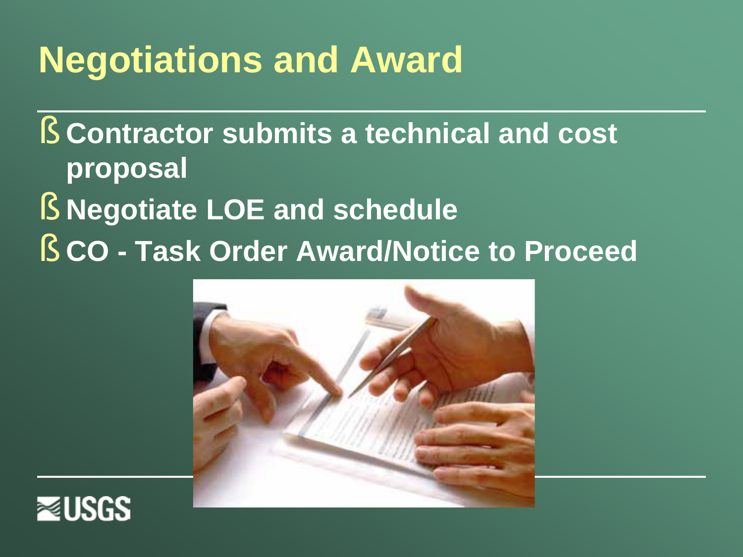# Negotiations and Award

- Contractor submits a technical and cost proposal
- Negotiate LOE and schedule
- CO - Task Order Award/Notice to Proceed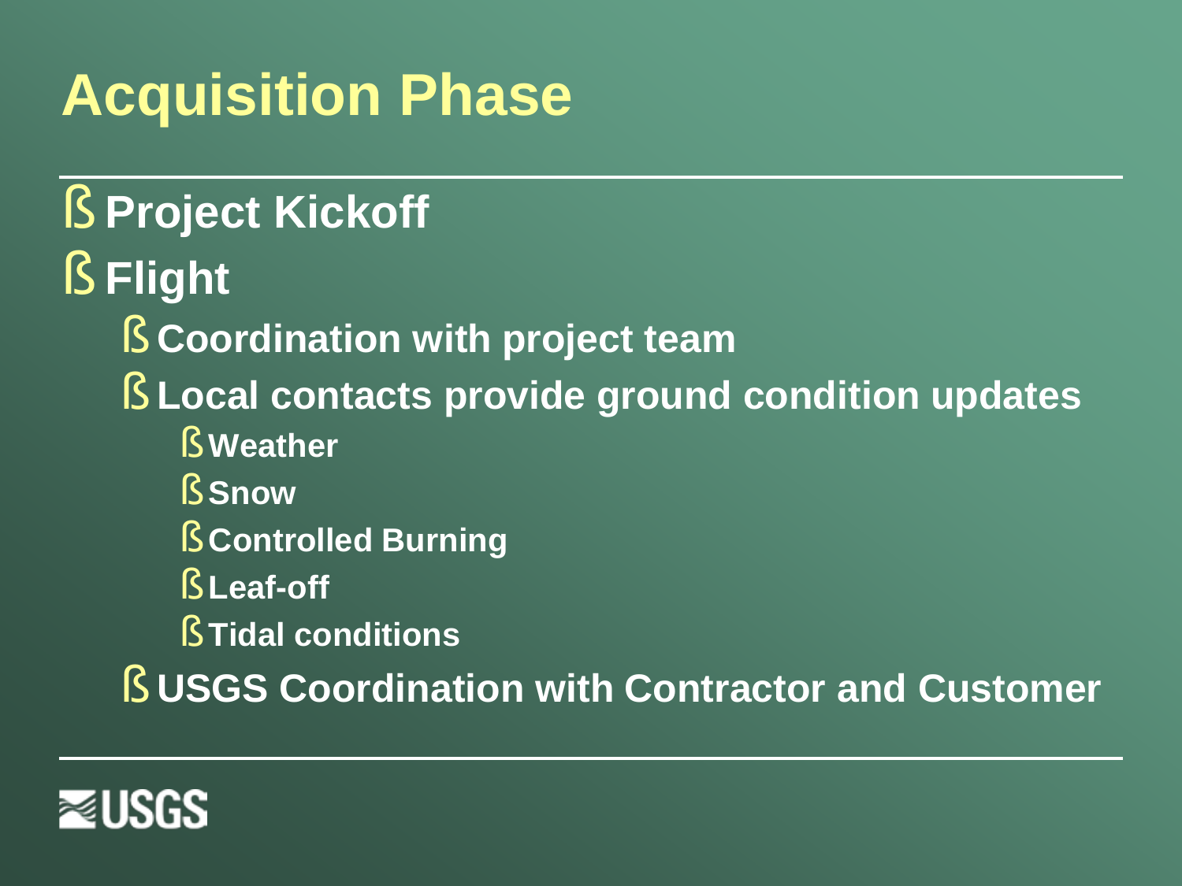# Acquisition Phase

- Project Kickoff
- Flight
  - Coordination with project team
  - Local contacts provide ground condition updates
    - Weather
    - Snow
    - Controlled Burning
    - Leaf-off
    - Tidal conditions
  - USGS Coordination with Contractor and Customer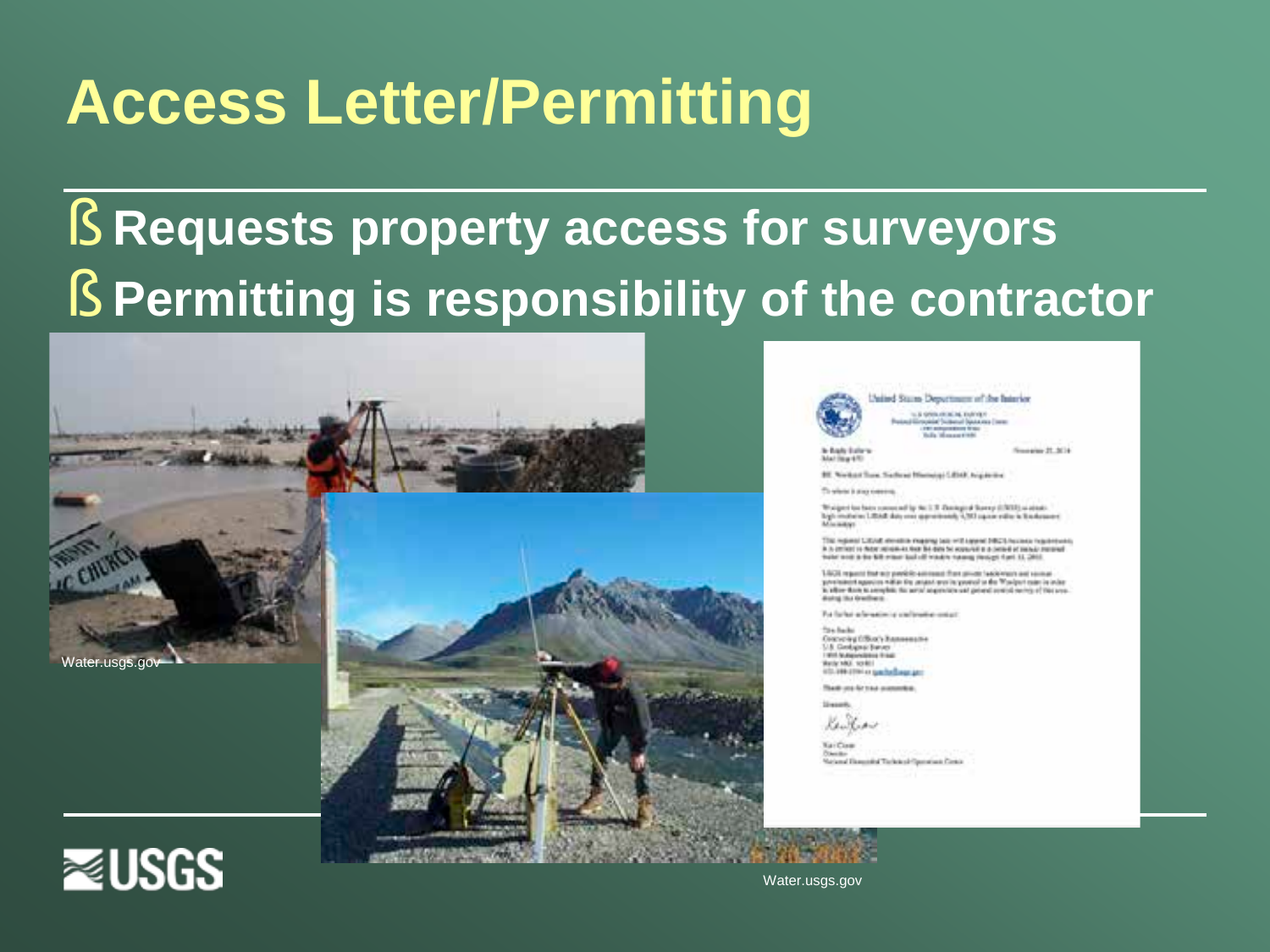# Access Letter/Permitting

- Requests property access for surveyors
- Permitting is responsibility of the contractor

Water.usgs.gov

Water.usgs.gov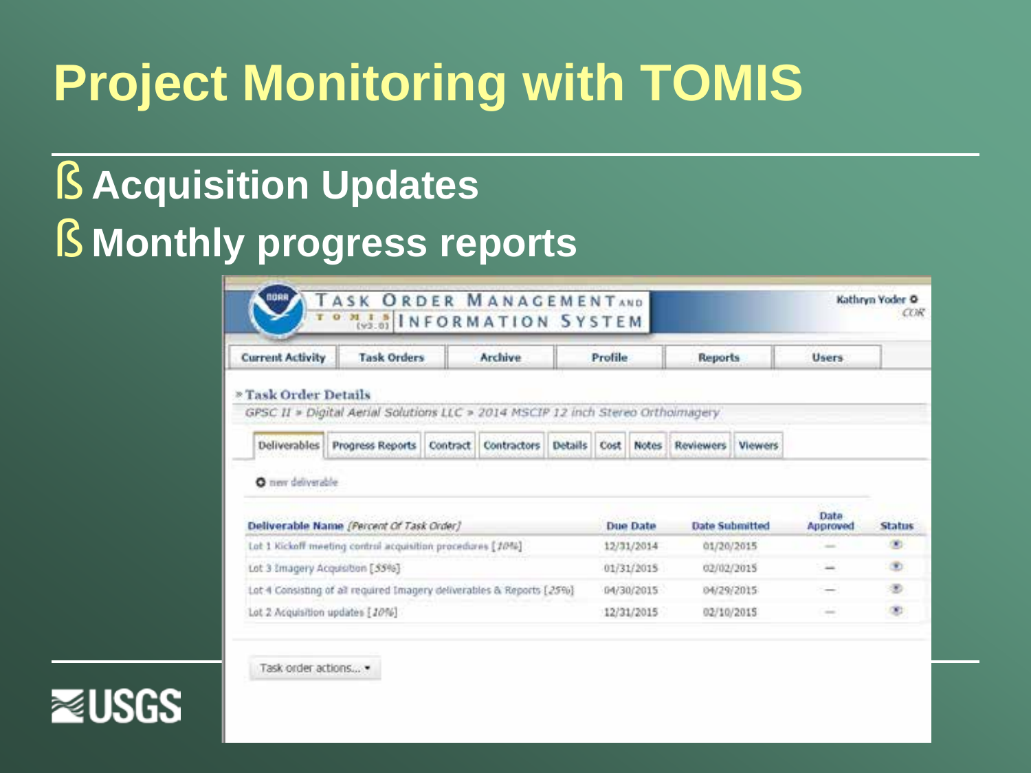# Project Monitoring with TOMIS

- Acquisition Updates
- Monthly progress reports

TASK ORDER MANAGEMENT AND INFORMATION SYSTEM

TOMIS (v3.0)

Kathryn Yoder
COR

Current Activity | Task Orders | Archive | Profile | Reports | Users

» Task Order Details

GPSC II » Digital Aerial Solutions LLC » 2014 MSCIP 12 inch Stereo Orthoimagery

Deliverables | Progress Reports | Contract | Contractors | Details | Cost | Notes | Reviewers | Viewers

new deliverable

| Deliverable Name *(Percent Of Task Order)* | Due Date | Date Submitted | Date Approved | Status |
|---|---|---|---|---|
| Lot 1 Kickoff meeting control acquisition procedures [*10%*] | 12/31/2014 | 01/20/2015 | — | |
| Lot 3 Imagery Acquisition [*55%*] | 01/31/2015 | 02/02/2015 | — | |
| Lot 4 Consisting of all required Imagery deliverables & Reports [*25%*] | 04/30/2015 | 04/29/2015 | — | |
| Lot 2 Acquisition updates [*10%*] | 12/31/2015 | 02/10/2015 | — | |

Task order actions...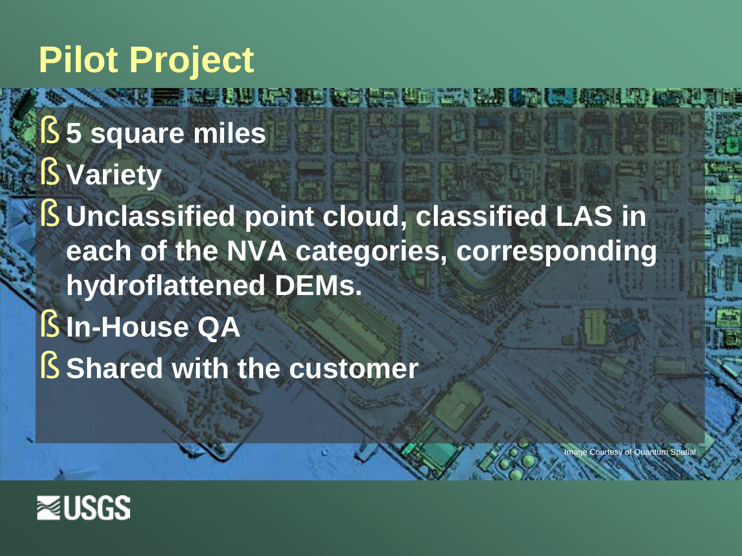# Pilot Project

- **5 square miles**
- **Variety**
- **Unclassified point cloud, classified LAS in each of the NVA categories, corresponding hydroflattened DEMs.**
- **In-House QA**
- **Shared with the customer**

Image Courtesy of Quantum Spatial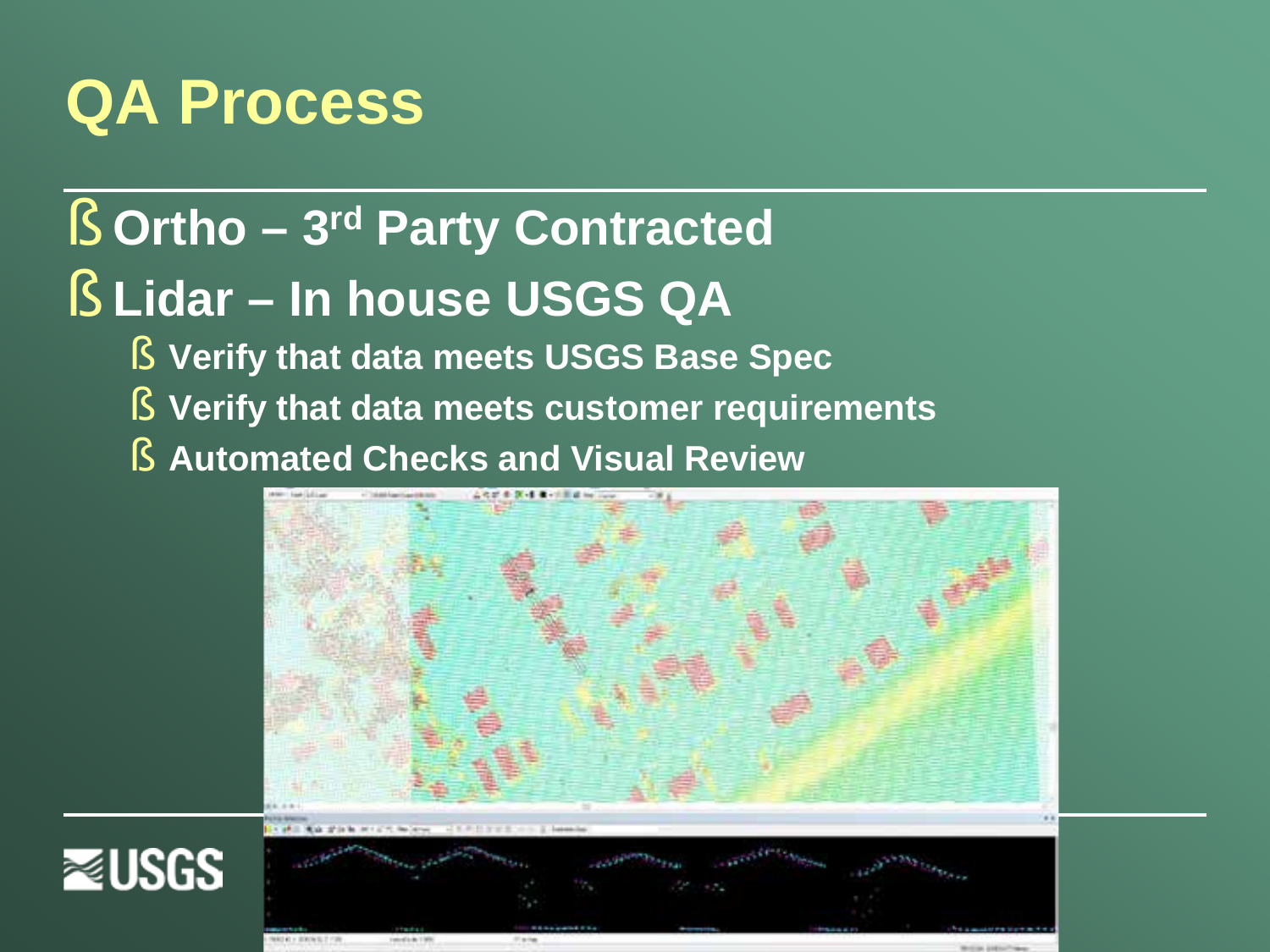# QA Process

- Ortho – 3rd Party Contracted
- Lidar – In house USGS QA
  - Verify that data meets USGS Base Spec
  - Verify that data meets customer requirements
  - Automated Checks and Visual Review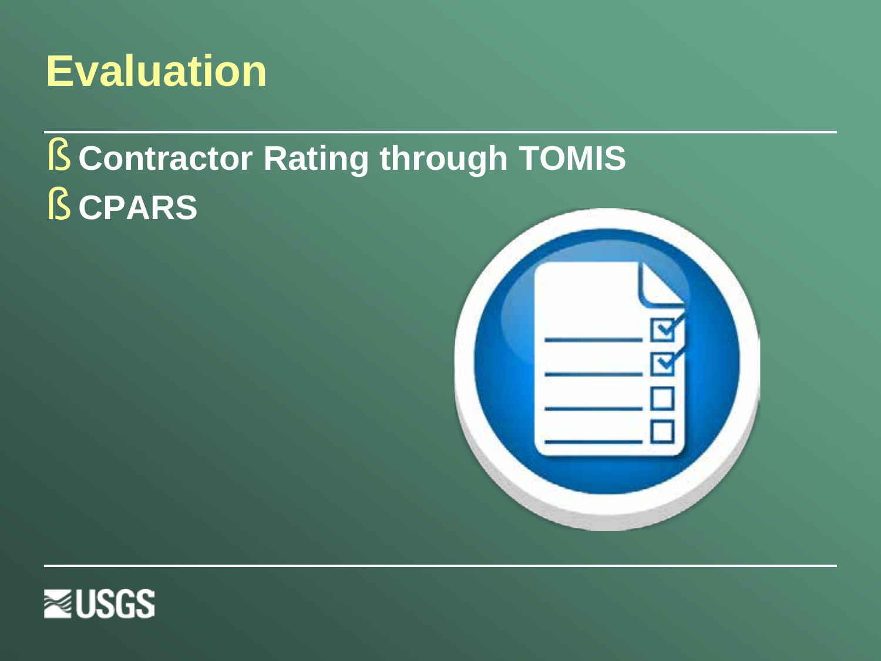# Evaluation

- Contractor Rating through TOMIS
- CPARS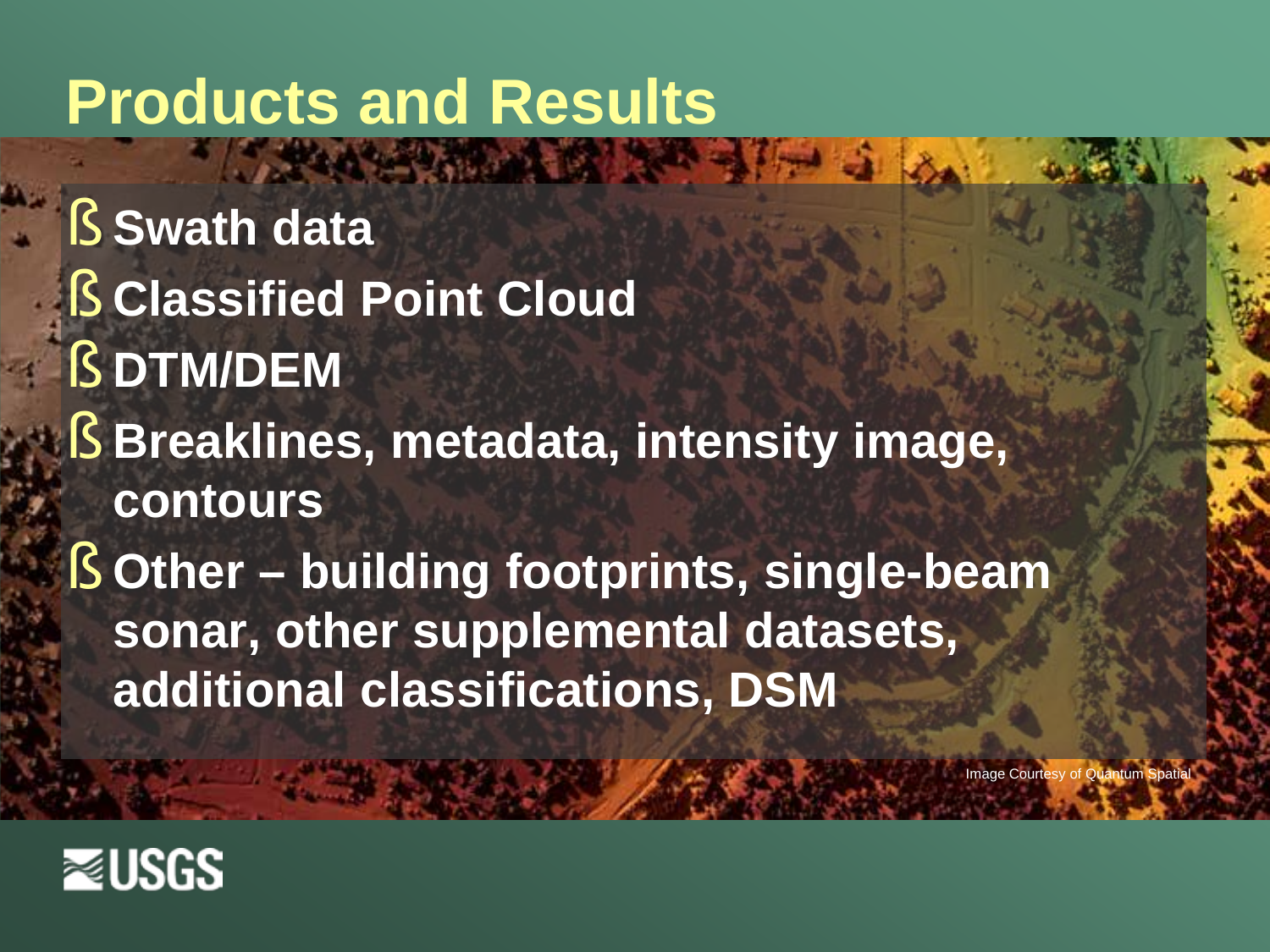# Products and Results

- Swath data
- Classified Point Cloud
- DTM/DEM
- Breaklines, metadata, intensity image, contours
- Other – building footprints, single-beam sonar, other supplemental datasets, additional classifications, DSM

Image Courtesy of Quantum Spatial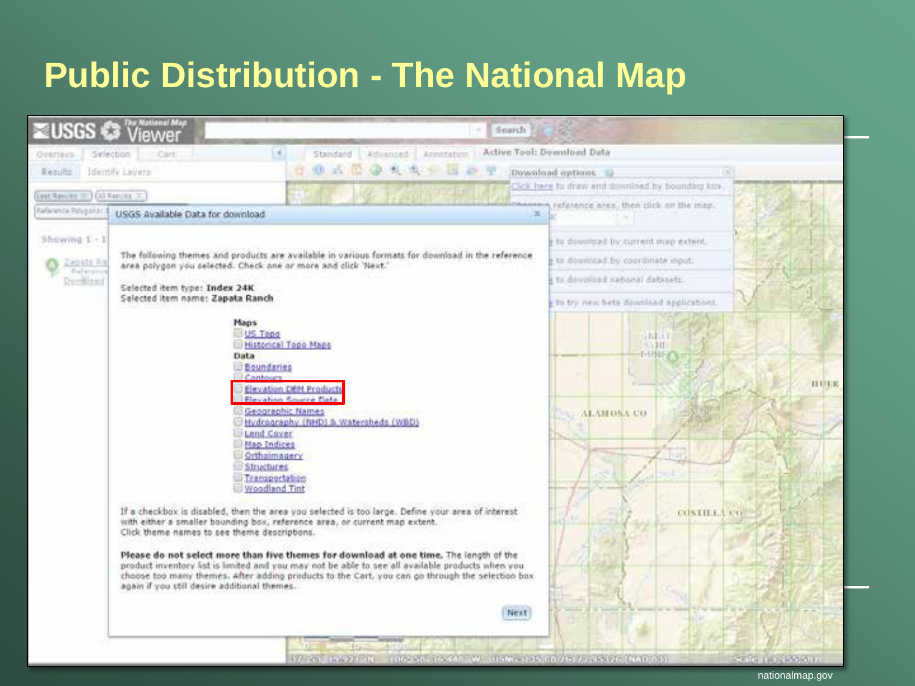# Public Distribution - The National Map

USGS Available Data for download

The following themes and products are available in various formats for download in the reference area polygon you selected. Check one or more and click 'Next.'

Selected item type: **Index 24K**
Selected item name: **Zapata Ranch**

**Maps**

- US Topo
- Historical Topo Maps

**Data**

- Boundaries
- Contours
- Elevation DEM Products
- Elevation Source Data
- Geographic Names
- Hydrography (NHD) & Watersheds (WBD)
- Land Cover
- Map Indices
- Orthoimagery
- Structures
- Transportation
- Woodland Tint

If a checkbox is disabled, then the area you selected is too large. Define your area of interest with either a smaller bounding box, reference area, or current map extent.
Click theme names to see theme descriptions.

**Please do not select more than five themes for download at one time.** The length of the product inventory list is limited and you may not be able to see all available products when you choose too many themes. After adding products to the Cart, you can go through the selection box again if you still desire additional themes.

Next

nationalmap.gov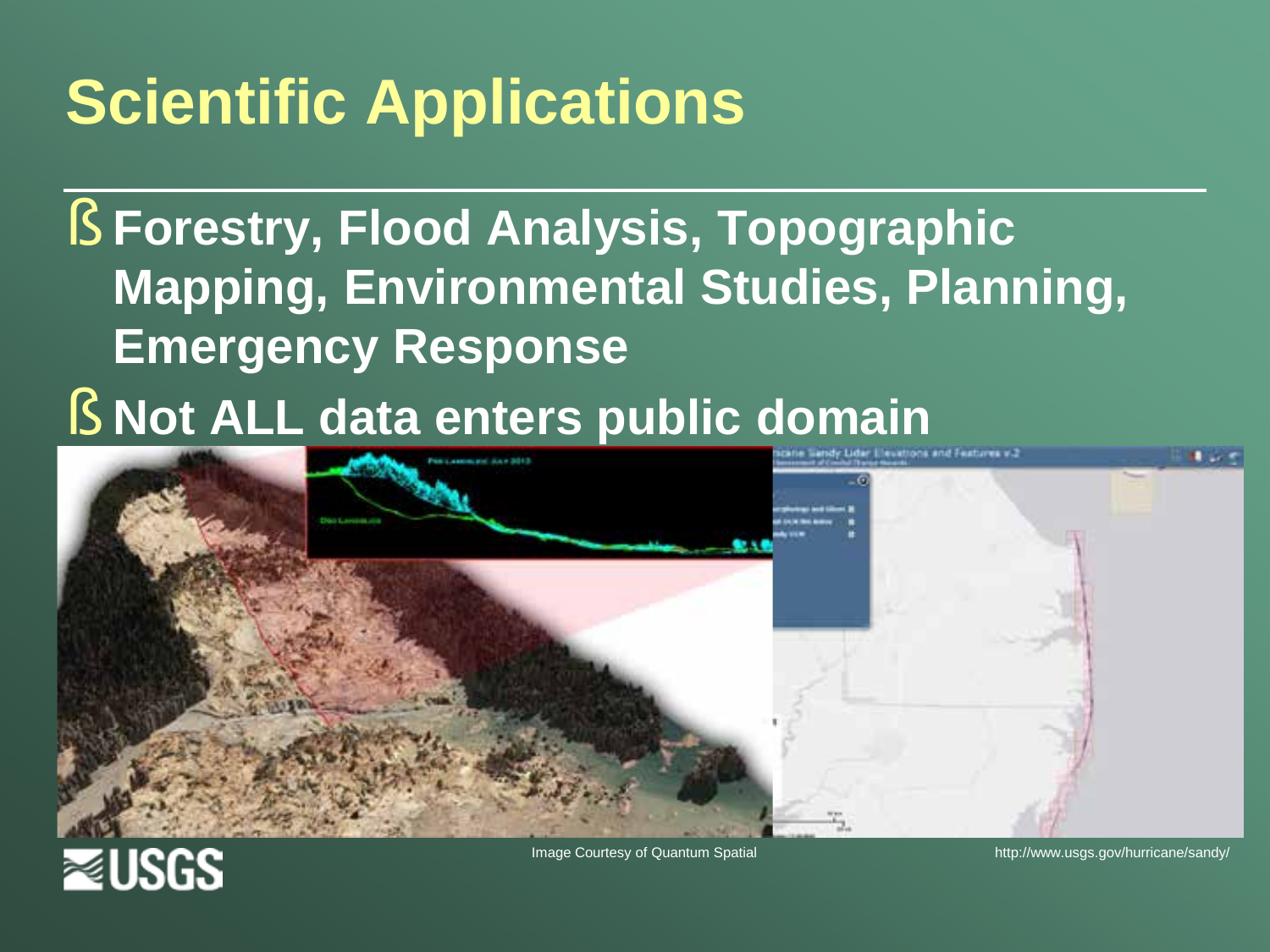# Scientific Applications

- **Forestry, Flood Analysis, Topographic Mapping, Environmental Studies, Planning, Emergency Response**
- **Not ALL data enters public domain**

Image Courtesy of Quantum Spatial

http://www.usgs.gov/hurricane/sandy/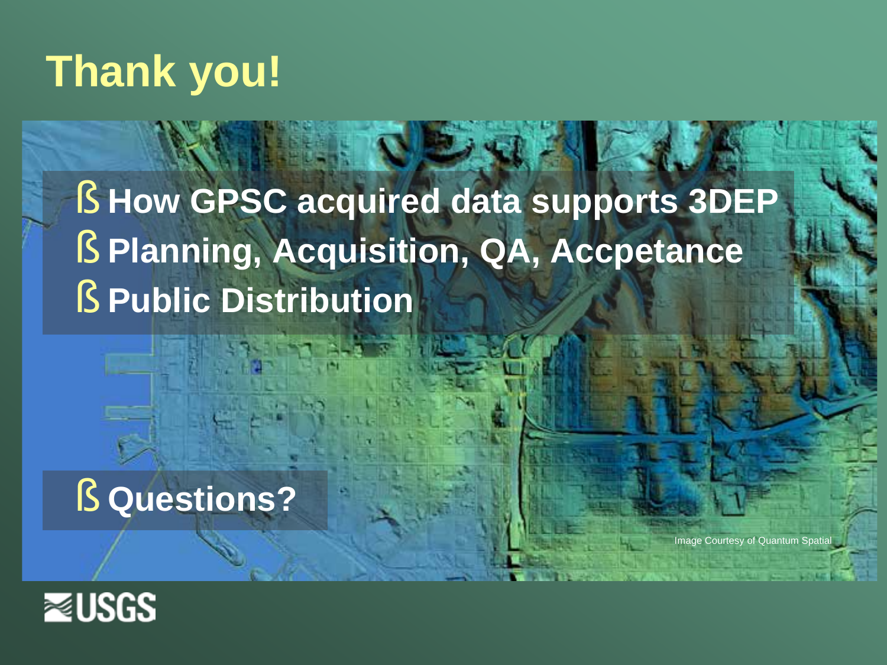# Thank you!

- How GPSC acquired data supports 3DEP
- Planning, Acquisition, QA, Accpetance
- Public Distribution

- Questions?

Image Courtesy of Quantum Spatial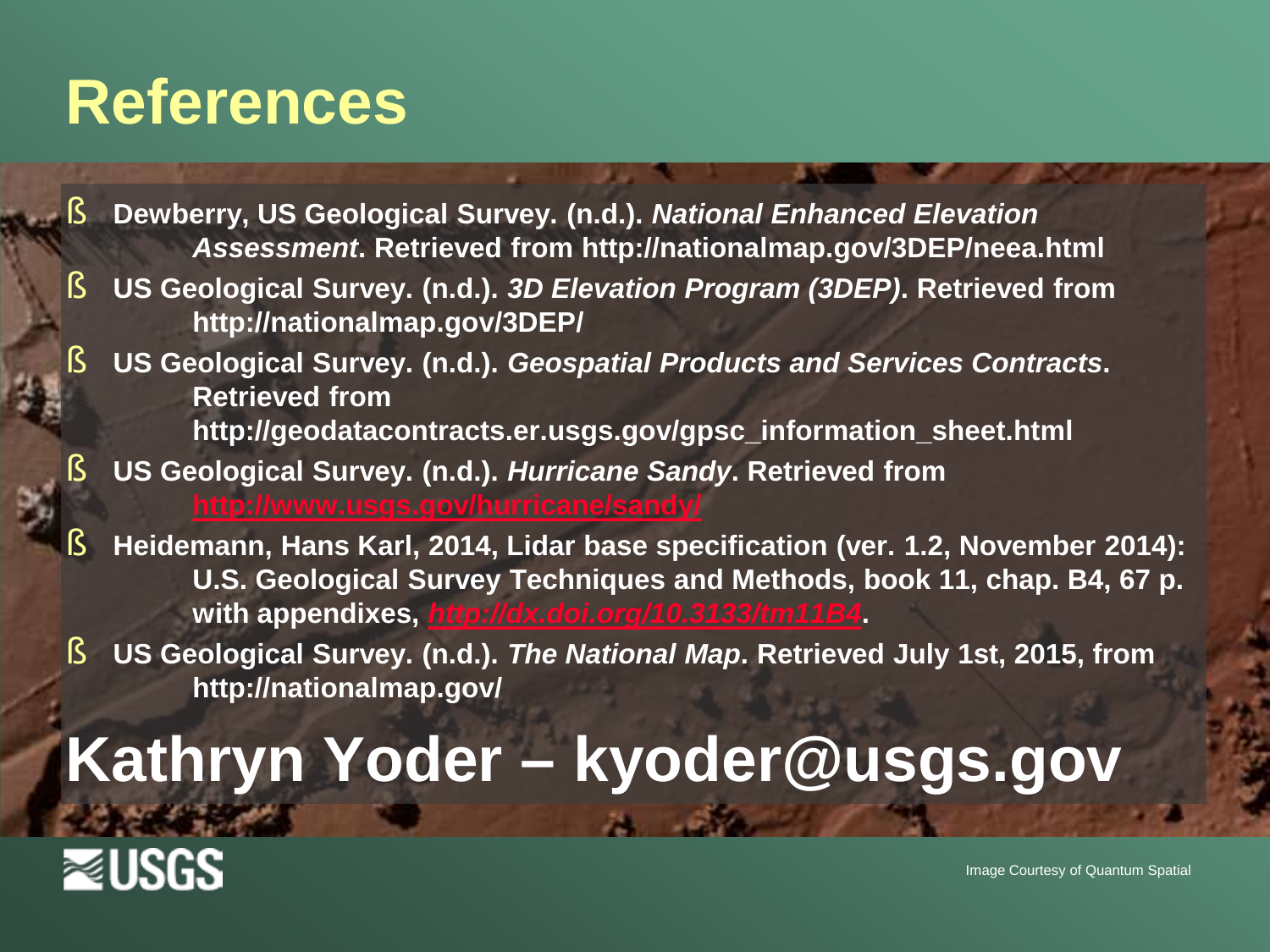# References

- Dewberry, US Geological Survey. (n.d.). *National Enhanced Elevation Assessment*. Retrieved from http://nationalmap.gov/3DEP/neea.html
- US Geological Survey. (n.d.). *3D Elevation Program (3DEP)*. Retrieved from http://nationalmap.gov/3DEP/
- US Geological Survey. (n.d.). *Geospatial Products and Services Contracts*. Retrieved from http://geodatacontracts.er.usgs.gov/gpsc_information_sheet.html
- US Geological Survey. (n.d.). *Hurricane Sandy*. Retrieved from http://www.usgs.gov/hurricane/sandy/
- Heidemann, Hans Karl, 2014, Lidar base specification (ver. 1.2, November 2014): U.S. Geological Survey Techniques and Methods, book 11, chap. B4, 67 p. with appendixes, *http://dx.doi.org/10.3133/tm11B4*.
- US Geological Survey. (n.d.). *The National Map*. Retrieved July 1st, 2015, from http://nationalmap.gov/

# Kathryn Yoder – kyoder@usgs.gov

USGS

Image Courtesy of Quantum Spatial